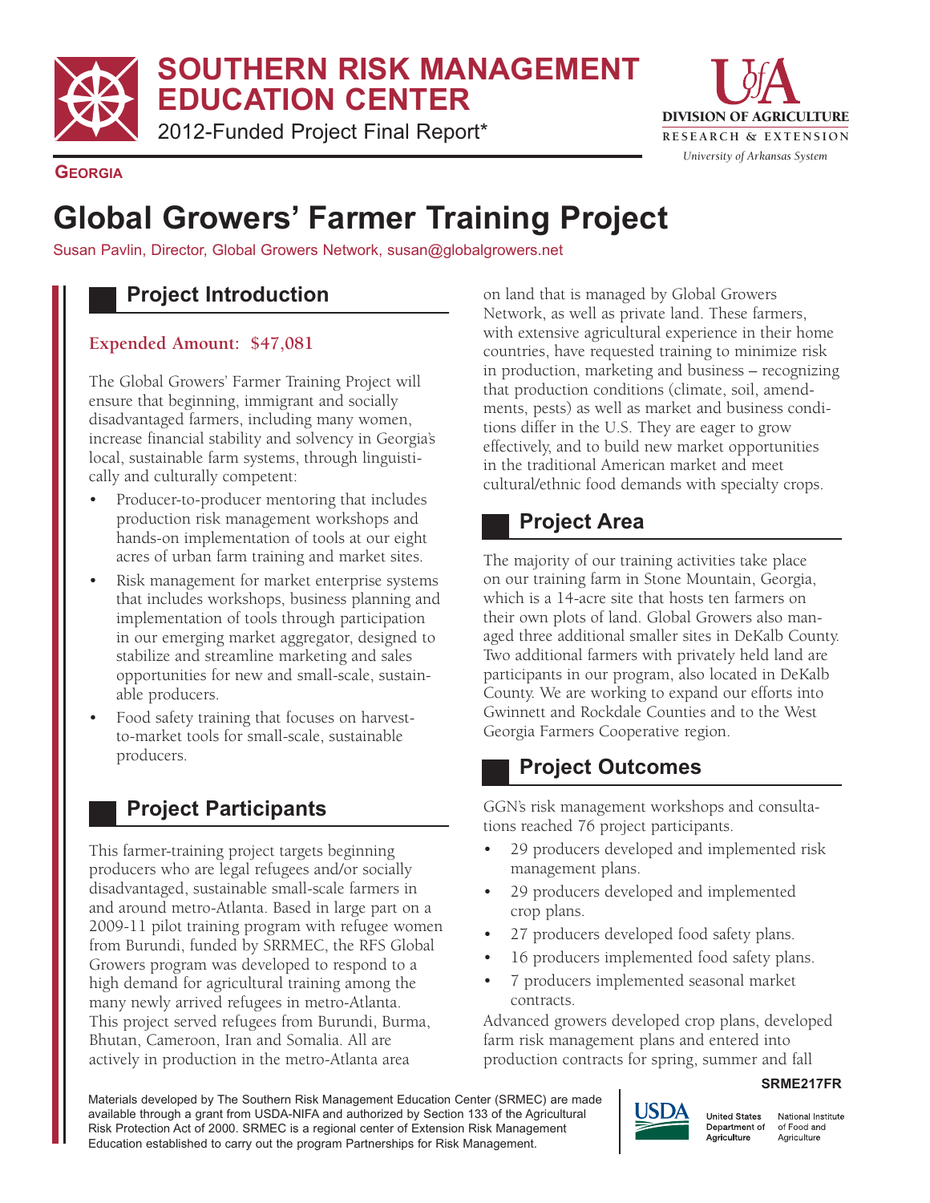# SOUTHERN RISK MANAGEMENT EDUCATION CENTER

2012-Funded Project Final Report*

**GEORGIA**

# Global Growers' Farmer Training Project

Susan Pavlin, Director, Global Growers Network, susan@globalgrowers.net

## Project Introduction

**Expended Amount: $47,081**

The Global Growers' Farmer Training Project will ensure that beginning, immigrant and socially disadvantaged farmers, including many women, increase financial stability and solvency in Georgia's local, sustainable farm systems, through linguistically and culturally competent:

- Producer-to-producer mentoring that includes production risk management workshops and hands-on implementation of tools at our eight acres of urban farm training and market sites.
- Risk management for market enterprise systems that includes workshops, business planning and implementation of tools through participation in our emerging market aggregator, designed to stabilize and streamline marketing and sales opportunities for new and small-scale, sustainable producers.
- Food safety training that focuses on harvest-to-market tools for small-scale, sustainable producers.

## Project Participants

This farmer-training project targets beginning producers who are legal refugees and/or socially disadvantaged, sustainable small-scale farmers in and around metro-Atlanta. Based in large part on a 2009-11 pilot training program with refugee women from Burundi, funded by SRRMEC, the RFS Global Growers program was developed to respond to a high demand for agricultural training among the many newly arrived refugees in metro-Atlanta. This project served refugees from Burundi, Burma, Bhutan, Cameroon, Iran and Somalia. All are actively in production in the metro-Atlanta area on land that is managed by Global Growers Network, as well as private land. These farmers, with extensive agricultural experience in their home countries, have requested training to minimize risk in production, marketing and business – recognizing that production conditions (climate, soil, amendments, pests) as well as market and business conditions differ in the U.S. They are eager to grow effectively, and to build new market opportunities in the traditional American market and meet cultural/ethnic food demands with specialty crops.

## Project Area

The majority of our training activities take place on our training farm in Stone Mountain, Georgia, which is a 14-acre site that hosts ten farmers on their own plots of land. Global Growers also managed three additional smaller sites in DeKalb County. Two additional farmers with privately held land are participants in our program, also located in DeKalb County. We are working to expand our efforts into Gwinnett and Rockdale Counties and to the West Georgia Farmers Cooperative region.

## Project Outcomes

GGN's risk management workshops and consultations reached 76 project participants.

- 29 producers developed and implemented risk management plans.
- 29 producers developed and implemented crop plans.
- 27 producers developed food safety plans.
- 16 producers implemented food safety plans.
- 7 producers implemented seasonal market contracts.

Advanced growers developed crop plans, developed farm risk management plans and entered into production contracts for spring, summer and fall

SRME217FR

Materials developed by The Southern Risk Management Education Center (SRMEC) are made available through a grant from USDA-NIFA and authorized by Section 133 of the Agricultural Risk Protection Act of 2000. SRMEC is a regional center of Extension Risk Management Education established to carry out the program Partnerships for Risk Management.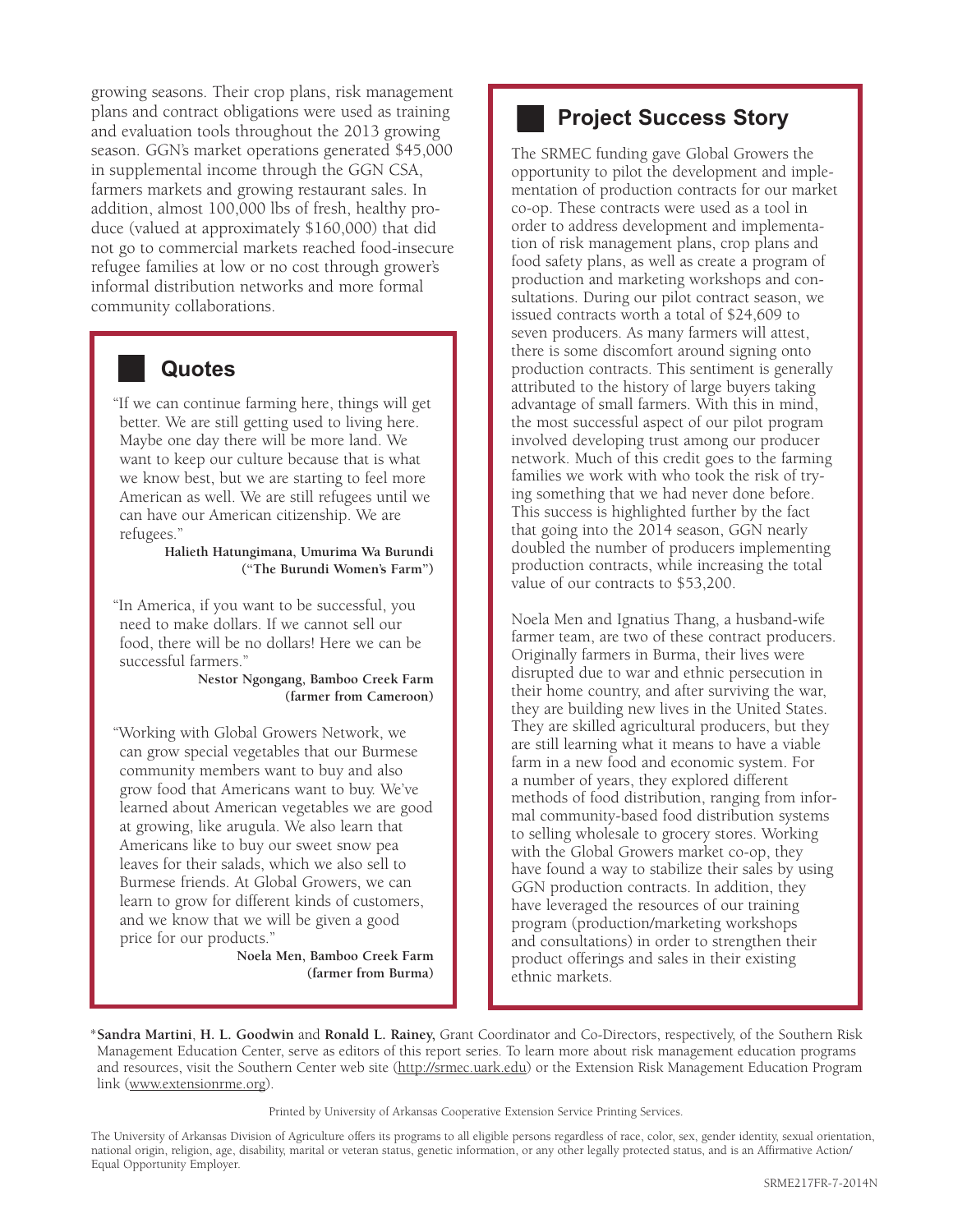growing seasons. Their crop plans, risk management plans and contract obligations were used as training and evaluation tools throughout the 2013 growing season. GGN's market operations generated $45,000 in supplemental income through the GGN CSA, farmers markets and growing restaurant sales. In addition, almost 100,000 lbs of fresh, healthy produce (valued at approximately $160,000) that did not go to commercial markets reached food-insecure refugee families at low or no cost through grower's informal distribution networks and more formal community collaborations.

## Quotes

"If we can continue farming here, things will get better. We are still getting used to living here. Maybe one day there will be more land. We want to keep our culture because that is what we know best, but we are starting to feel more American as well. We are still refugees until we can have our American citizenship. We are refugees."

**Halieth Hatungimana, Umurima Wa Burundi ("The Burundi Women's Farm")**

"In America, if you want to be successful, you need to make dollars. If we cannot sell our food, there will be no dollars! Here we can be successful farmers."

**Nestor Ngongang, Bamboo Creek Farm (farmer from Cameroon)**

"Working with Global Growers Network, we can grow special vegetables that our Burmese community members want to buy and also grow food that Americans want to buy. We've learned about American vegetables we are good at growing, like arugula. We also learn that Americans like to buy our sweet snow pea leaves for their salads, which we also sell to Burmese friends. At Global Growers, we can learn to grow for different kinds of customers, and we know that we will be given a good price for our products."

**Noela Men, Bamboo Creek Farm (farmer from Burma)**

## Project Success Story

The SRMEC funding gave Global Growers the opportunity to pilot the development and implementation of production contracts for our market co-op. These contracts were used as a tool in order to address development and implementation of risk management plans, crop plans and food safety plans, as well as create a program of production and marketing workshops and consultations. During our pilot contract season, we issued contracts worth a total of $24,609 to seven producers. As many farmers will attest, there is some discomfort around signing onto production contracts. This sentiment is generally attributed to the history of large buyers taking advantage of small farmers. With this in mind, the most successful aspect of our pilot program involved developing trust among our producer network. Much of this credit goes to the farming families we work with who took the risk of trying something that we had never done before. This success is highlighted further by the fact that going into the 2014 season, GGN nearly doubled the number of producers implementing production contracts, while increasing the total value of our contracts to $53,200.

Noela Men and Ignatius Thang, a husband-wife farmer team, are two of these contract producers. Originally farmers in Burma, their lives were disrupted due to war and ethnic persecution in their home country, and after surviving the war, they are building new lives in the United States. They are skilled agricultural producers, but they are still learning what it means to have a viable farm in a new food and economic system. For a number of years, they explored different methods of food distribution, ranging from informal community-based food distribution systems to selling wholesale to grocery stores. Working with the Global Growers market co-op, they have found a way to stabilize their sales by using GGN production contracts. In addition, they have leveraged the resources of our training program (production/marketing workshops and consultations) in order to strengthen their product offerings and sales in their existing ethnic markets.

*__Sandra Martini__, __H. L. Goodwin__ and __Ronald L. Rainey,__ Grant Coordinator and Co-Directors, respectively, of the Southern Risk Management Education Center, serve as editors of this report series. To learn more about risk management education programs and resources, visit the Southern Center web site (http://srmec.uark.edu) or the Extension Risk Management Education Program link (www.extensionrme.org).

Printed by University of Arkansas Cooperative Extension Service Printing Services.

The University of Arkansas Division of Agriculture offers its programs to all eligible persons regardless of race, color, sex, gender identity, sexual orientation, national origin, religion, age, disability, marital or veteran status, genetic information, or any other legally protected status, and is an Affirmative Action/Equal Opportunity Employer.

SRME217FR-7-2014N